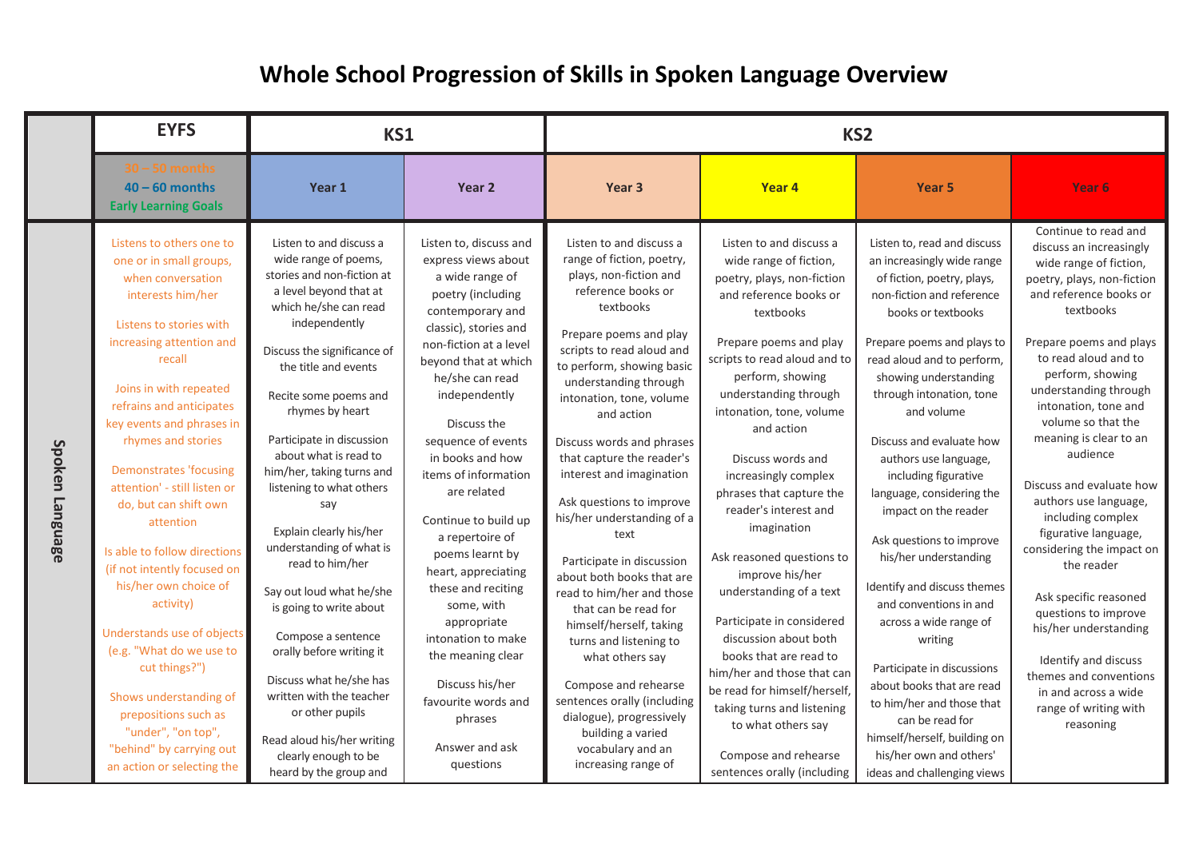# Whole School Progression of Skills in Spoken Language Overview

| | EYFS | KS1 | | KS2 | | | |
|---|---|---|---|---|---|---|---|
| | 30 – 50 months<br>40 – 60 months<br>Early Learning Goals | Year 1 | Year 2 | Year 3 | Year 4 | Year 5 | Year 6 |
| **Spoken Language** | Listens to others one to one or in small groups, when conversation interests him/her<br><br>Listens to stories with increasing attention and recall<br><br>Joins in with repeated refrains and anticipates key events and phrases in rhymes and stories<br><br>Demonstrates 'focusing attention' - still listen or do, but can shift own attention<br><br>Is able to follow directions (if not intently focused on his/her own choice of activity)<br><br>Understands use of objects (e.g. "What do we use to cut things?")<br><br>Shows understanding of prepositions such as "under", "on top", "behind" by carrying out an action or selecting the | Listen to and discuss a wide range of poems, stories and non-fiction at a level beyond that at which he/she can read independently<br><br>Discuss the significance of the title and events<br><br>Recite some poems and rhymes by heart<br><br>Participate in discussion about what is read to him/her, taking turns and listening to what others say<br><br>Explain clearly his/her understanding of what is read to him/her<br><br>Say out loud what he/she is going to write about<br><br>Compose a sentence orally before writing it<br><br>Discuss what he/she has written with the teacher or other pupils<br><br>Read aloud his/her writing clearly enough to be heard by the group and | Listen to, discuss and express views about a wide range of poetry (including contemporary and classic), stories and non-fiction at a level beyond that at which he/she can read independently<br><br>Discuss the sequence of events in books and how items of information are related<br><br>Continue to build up a repertoire of poems learnt by heart, appreciating these and reciting some, with appropriate intonation to make the meaning clear<br><br>Discuss his/her favourite words and phrases<br><br>Answer and ask questions | Listen to and discuss a range of fiction, poetry, plays, non-fiction and reference books or textbooks<br><br>Prepare poems and play scripts to read aloud and to perform, showing basic understanding through intonation, tone, volume and action<br><br>Discuss words and phrases that capture the reader's interest and imagination<br><br>Ask questions to improve his/her understanding of a text<br><br>Participate in discussion about both books that are read to him/her and those that can be read for himself/herself, taking turns and listening to what others say<br><br>Compose and rehearse sentences orally (including dialogue), progressively building a varied vocabulary and an increasing range of | Listen to and discuss a wide range of fiction, poetry, plays, non-fiction and reference books or textbooks<br><br>Prepare poems and play scripts to read aloud and to perform, showing understanding through intonation, tone, volume and action<br><br>Discuss words and increasingly complex phrases that capture the reader's interest and imagination<br><br>Ask reasoned questions to improve his/her understanding of a text<br><br>Participate in considered discussion about both books that are read to him/her and those that can be read for himself/herself, taking turns and listening to what others say<br><br>Compose and rehearse sentences orally (including | Listen to, read and discuss an increasingly wide range of fiction, poetry, plays, non-fiction and reference books or textbooks<br><br>Prepare poems and plays to read aloud and to perform, showing understanding through intonation, tone and volume<br><br>Discuss and evaluate how authors use language, including figurative language, considering the impact on the reader<br><br>Ask questions to improve his/her understanding<br><br>Identify and discuss themes and conventions in and across a wide range of writing<br><br>Participate in discussions about books that are read to him/her and those that can be read for himself/herself, building on his/her own and others' ideas and challenging views | Continue to read and discuss an increasingly wide range of fiction, poetry, plays, non-fiction and reference books or textbooks<br><br>Prepare poems and plays to read aloud and to perform, showing understanding through intonation, tone and volume so that the meaning is clear to an audience<br><br>Discuss and evaluate how authors use language, including complex figurative language, considering the impact on the reader<br><br>Ask specific reasoned questions to improve his/her understanding<br><br>Identify and discuss themes and conventions in and across a wide range of writing with reasoning |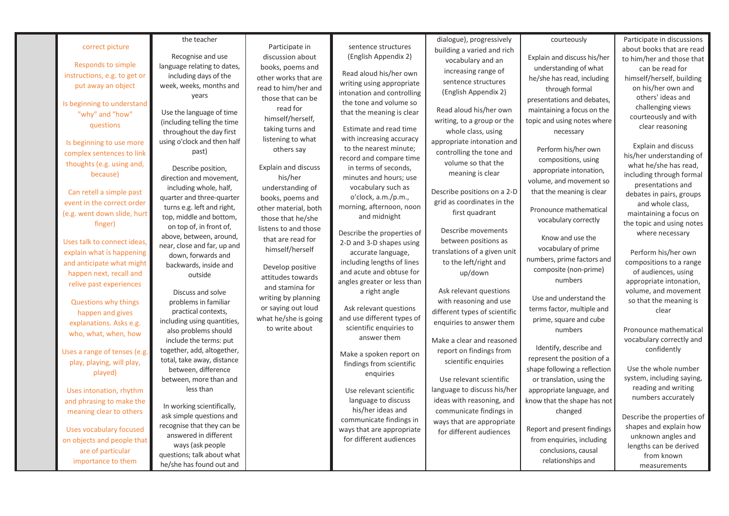| | | | | | | | |
|---|---|---|---|---|---|---|---|
| | correct picture<br><br>Responds to simple instructions, e.g. to get or put away an object<br><br>Is beginning to understand "why" and "how" questions<br><br>Is beginning to use more complex sentences to link thoughts (e.g. using and, because)<br><br>Can retell a simple past event in the correct order (e.g. went down slide, hurt finger)<br><br>Uses talk to connect ideas, explain what is happening and anticipate what might happen next, recall and relive past experiences<br><br>Questions why things happen and gives explanations. Asks e.g. who, what, when, how<br><br>Uses a range of tenses (e.g. play, playing, will play, played)<br><br>Uses intonation, rhythm and phrasing to make the meaning clear to others<br><br>Uses vocabulary focused on objects and people that are of particular importance to them | the teacher<br><br>Recognise and use language relating to dates, including days of the week, weeks, months and years<br><br>Use the language of time (including telling the time throughout the day first using o'clock and then half past)<br><br>Describe position, direction and movement, including whole, half, quarter and three-quarter turns e.g. left and right, top, middle and bottom, on top of, in front of, above, between, around, near, close and far, up and down, forwards and backwards, inside and outside<br><br>Discuss and solve problems in familiar practical contexts, including using quantities, also problems should include the terms: put together, add, altogether, total, take away, distance between, difference between, more than and less than<br><br>In working scientifically, ask simple questions and recognise that they can be answered in different ways (ask people questions; talk about what he/she has found out and | Participate in discussion about books, poems and other works that are read to him/her and those that can be read for himself/herself, taking turns and listening to what others say<br><br>Explain and discuss his/her understanding of books, poems and other material, both those that he/she listens to and those that are read for himself/herself<br><br>Develop positive attitudes towards and stamina for writing by planning or saying out loud what he/she is going to write about | sentence structures (English Appendix 2)<br><br>Read aloud his/her own writing using appropriate intonation and controlling the tone and volume so that the meaning is clear<br><br>Estimate and read time with increasing accuracy to the nearest minute; record and compare time in terms of seconds, minutes and hours; use vocabulary such as o'clock, a.m./p.m., morning, afternoon, noon and midnight<br><br>Describe the properties of 2-D and 3-D shapes using accurate language, including lengths of lines and acute and obtuse for angles greater or less than a right angle<br><br>Ask relevant questions and use different types of scientific enquiries to answer them<br><br>Make a spoken report on findings from scientific enquiries<br><br>Use relevant scientific language to discuss his/her ideas and communicate findings in ways that are appropriate for different audiences | dialogue), progressively building a varied and rich vocabulary and an increasing range of sentence structures (English Appendix 2)<br><br>Read aloud his/her own writing, to a group or the whole class, using appropriate intonation and controlling the tone and volume so that the meaning is clear<br><br>Describe positions on a 2-D grid as coordinates in the first quadrant<br><br>Describe movements between positions as translations of a given unit to the left/right and up/down<br><br>Ask relevant questions with reasoning and use different types of scientific enquiries to answer them<br><br>Make a clear and reasoned report on findings from scientific enquiries<br><br>Use relevant scientific language to discuss his/her ideas with reasoning, and communicate findings in ways that are appropriate for different audiences | courteously<br><br>Explain and discuss his/her understanding of what he/she has read, including through formal presentations and debates, maintaining a focus on the topic and using notes where necessary<br><br>Perform his/her own compositions, using appropriate intonation, volume, and movement so that the meaning is clear<br><br>Pronounce mathematical vocabulary correctly<br><br>Know and use the vocabulary of prime numbers, prime factors and composite (non-prime) numbers<br><br>Use and understand the terms factor, multiple and prime, square and cube numbers<br><br>Identify, describe and represent the position of a shape following a reflection or translation, using the appropriate language, and know that the shape has not changed<br><br>Report and present findings from enquiries, including conclusions, causal relationships and | Participate in discussions about books that are read to him/her and those that can be read for himself/herself, building on his/her own and others' ideas and challenging views courteously and with clear reasoning<br><br>Explain and discuss his/her understanding of what he/she has read, including through formal presentations and debates in pairs, groups and whole class, maintaining a focus on the topic and using notes where necessary<br><br>Perform his/her own compositions to a range of audiences, using appropriate intonation, volume, and movement so that the meaning is clear<br><br>Pronounce mathematical vocabulary correctly and confidently<br><br>Use the whole number system, including saying, reading and writing numbers accurately<br><br>Describe the properties of shapes and explain how unknown angles and lengths can be derived from known measurements |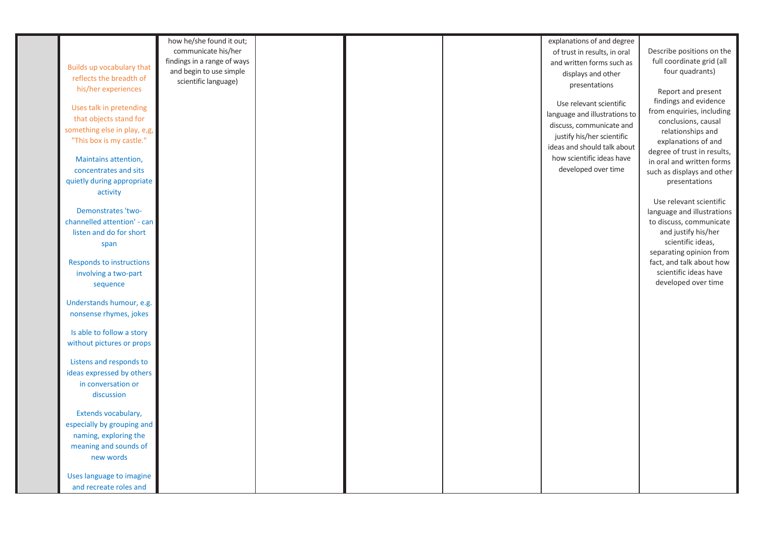| | | | | | | | |
|---|---|---|---|---|---|---|---|
| | Builds up vocabulary that reflects the breadth of his/her experiences<br><br>Uses talk in pretending that objects stand for something else in play, e,g, "This box is my castle."<br><br>Maintains attention, concentrates and sits quietly during appropriate activity<br><br>Demonstrates 'two-channelled attention' - can listen and do for short span<br><br>Responds to instructions involving a two-part sequence<br><br>Understands humour, e.g. nonsense rhymes, jokes<br><br>Is able to follow a story without pictures or props<br><br>Listens and responds to ideas expressed by others in conversation or discussion<br><br>Extends vocabulary, especially by grouping and naming, exploring the meaning and sounds of new words<br><br>Uses language to imagine and recreate roles and | how he/she found it out; communicate his/her findings in a range of ways and begin to use simple scientific language) | | | | explanations of and degree of trust in results, in oral and written forms such as displays and other presentations<br><br>Use relevant scientific language and illustrations to discuss, communicate and justify his/her scientific ideas and should talk about how scientific ideas have developed over time | Describe positions on the full coordinate grid (all four quadrants)<br><br>Report and present findings and evidence from enquiries, including conclusions, causal relationships and explanations of and degree of trust in results, in oral and written forms such as displays and other presentations<br><br>Use relevant scientific language and illustrations to discuss, communicate and justify his/her scientific ideas, separating opinion from fact, and talk about how scientific ideas have developed over time |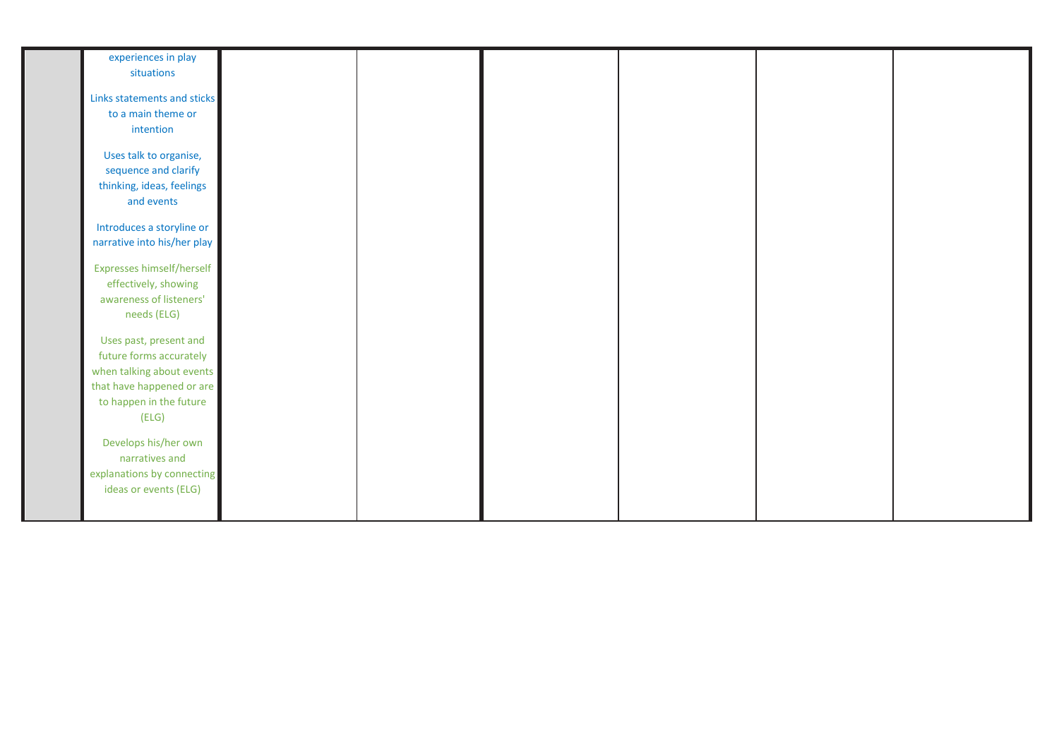|  |  |  |  |  |  |  |  |
|---|---|---|---|---|---|---|---|
|  | experiences in play situations<br><br>Links statements and sticks to a main theme or intention<br><br>Uses talk to organise, sequence and clarify thinking, ideas, feelings and events<br><br>Introduces a storyline or narrative into his/her play<br><br>Expresses himself/herself effectively, showing awareness of listeners' needs (ELG)<br><br>Uses past, present and future forms accurately when talking about events that have happened or are to happen in the future (ELG)<br><br>Develops his/her own narratives and explanations by connecting ideas or events (ELG) |  |  |  |  |  |  |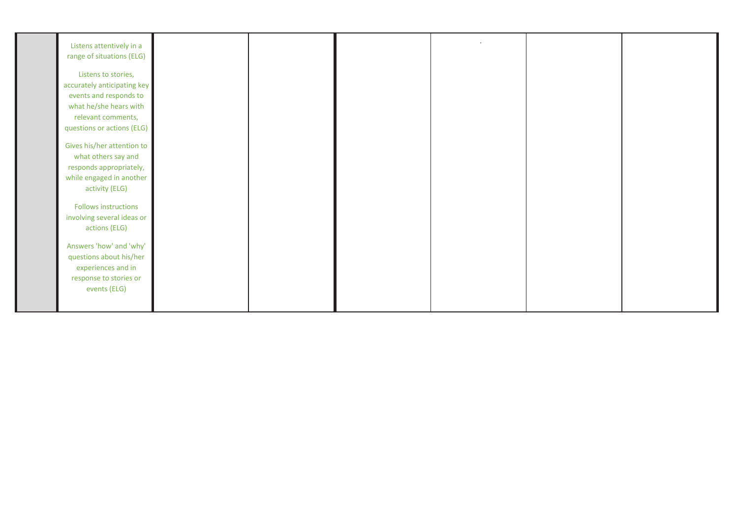| | | | | | | | |
|---|---|---|---|---|---|---|---|
| | Listens attentively in a range of situations (ELG)<br><br>Listens to stories, accurately anticipating key events and responds to what he/she hears with relevant comments, questions or actions (ELG)<br><br>Gives his/her attention to what others say and responds appropriately, while engaged in another activity (ELG)<br><br>Follows instructions involving several ideas or actions (ELG)<br><br>Answers 'how' and 'why' questions about his/her experiences and in response to stories or events (ELG) | | | | . | | |